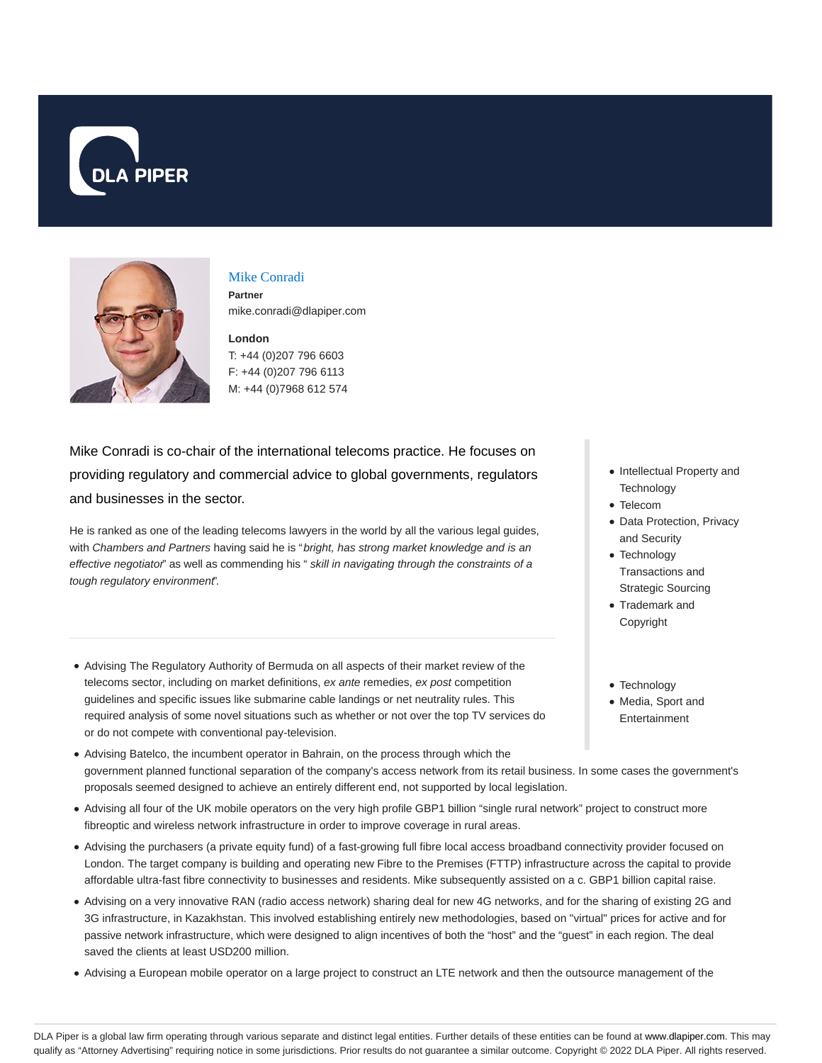# Mike Conradi

**Partner**
mike.conradi@dlapiper.com

**London**
T: +44 (0)207 796 6603
F: +44 (0)207 796 6113
M: +44 (0)7968 612 574

Mike Conradi is co-chair of the international telecoms practice. He focuses on providing regulatory and commercial advice to global governments, regulators and businesses in the sector.

He is ranked as one of the leading telecoms lawyers in the world by all the various legal guides, with *Chambers and Partners* having said he is "*bright, has strong market knowledge and is an effective negotiator*" as well as commending his " *skill in navigating through the constraints of a tough regulatory environment*".

- Intellectual Property and Technology
- Telecom
- Data Protection, Privacy and Security
- Technology Transactions and Strategic Sourcing
- Trademark and Copyright

- Technology
- Media, Sport and Entertainment

- Advising The Regulatory Authority of Bermuda on all aspects of their market review of the telecoms sector, including on market definitions, *ex ante* remedies, *ex post* competition guidelines and specific issues like submarine cable landings or net neutrality rules. This required analysis of some novel situations such as whether or not over the top TV services do or do not compete with conventional pay-television.
- Advising Batelco, the incumbent operator in Bahrain, on the process through which the government planned functional separation of the company's access network from its retail business. In some cases the government's proposals seemed designed to achieve an entirely different end, not supported by local legislation.
- Advising all four of the UK mobile operators on the very high profile GBP1 billion "single rural network" project to construct more fibreoptic and wireless network infrastructure in order to improve coverage in rural areas.
- Advising the purchasers (a private equity fund) of a fast-growing full fibre local access broadband connectivity provider focused on London. The target company is building and operating new Fibre to the Premises (FTTP) infrastructure across the capital to provide affordable ultra-fast fibre connectivity to businesses and residents. Mike subsequently assisted on a c. GBP1 billion capital raise.
- Advising on a very innovative RAN (radio access network) sharing deal for new 4G networks, and for the sharing of existing 2G and 3G infrastructure, in Kazakhstan. This involved establishing entirely new methodologies, based on "virtual" prices for active and for passive network infrastructure, which were designed to align incentives of both the "host" and the "guest" in each region. The deal saved the clients at least USD200 million.
- Advising a European mobile operator on a large project to construct an LTE network and then the outsource management of the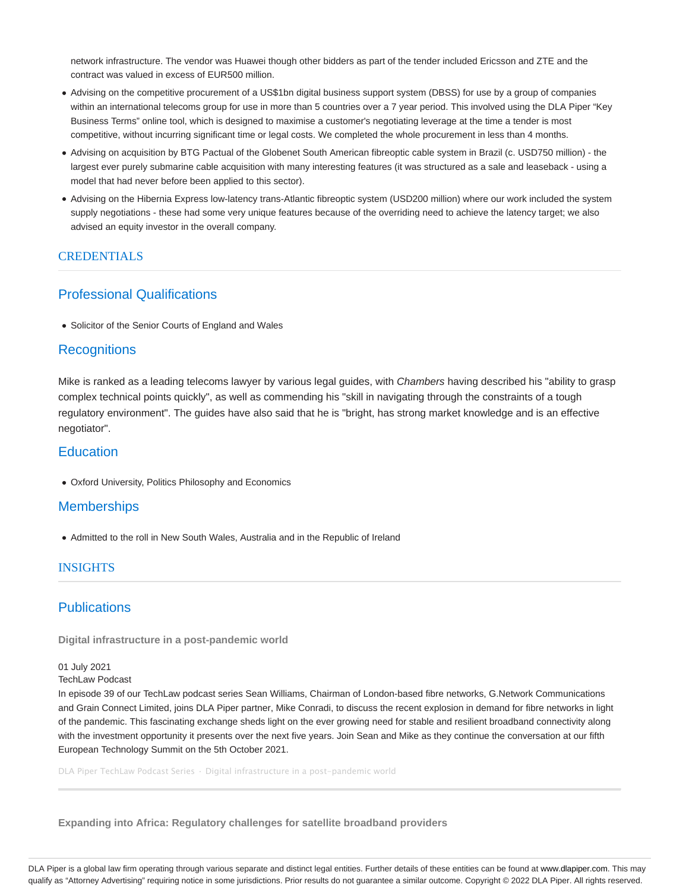network infrastructure. The vendor was Huawei though other bidders as part of the tender included Ericsson and ZTE and the contract was valued in excess of EUR500 million.

- Advising on the competitive procurement of a US$1bn digital business support system (DBSS) for use by a group of companies within an international telecoms group for use in more than 5 countries over a 7 year period. This involved using the DLA Piper “Key Business Terms” online tool, which is designed to maximise a customer's negotiating leverage at the time a tender is most competitive, without incurring significant time or legal costs. We completed the whole procurement in less than 4 months.
- Advising on acquisition by BTG Pactual of the Globenet South American fibreoptic cable system in Brazil (c. USD750 million) - the largest ever purely submarine cable acquisition with many interesting features (it was structured as a sale and leaseback - using a model that had never before been applied to this sector).
- Advising on the Hibernia Express low-latency trans-Atlantic fibreoptic system (USD200 million) where our work included the system supply negotiations - these had some very unique features because of the overriding need to achieve the latency target; we also advised an equity investor in the overall company.

## CREDENTIALS

### Professional Qualifications

- Solicitor of the Senior Courts of England and Wales

### Recognitions

Mike is ranked as a leading telecoms lawyer by various legal guides, with *Chambers* having described his "ability to grasp complex technical points quickly", as well as commending his "skill in navigating through the constraints of a tough regulatory environment". The guides have also said that he is "bright, has strong market knowledge and is an effective negotiator".

### Education

- Oxford University, Politics Philosophy and Economics

### Memberships

- Admitted to the roll in New South Wales, Australia and in the Republic of Ireland

## INSIGHTS

### Publications

**Digital infrastructure in a post-pandemic world**

01 July 2021
TechLaw Podcast
In episode 39 of our TechLaw podcast series Sean Williams, Chairman of London-based fibre networks, G.Network Communications and Grain Connect Limited, joins DLA Piper partner, Mike Conradi, to discuss the recent explosion in demand for fibre networks in light of the pandemic. This fascinating exchange sheds light on the ever growing need for stable and resilient broadband connectivity along with the investment opportunity it presents over the next five years. Join Sean and Mike as they continue the conversation at our fifth European Technology Summit on the 5th October 2021.

DLA Piper TechLaw Podcast Series · Digital infrastructure in a post-pandemic world

**Expanding into Africa: Regulatory challenges for satellite broadband providers**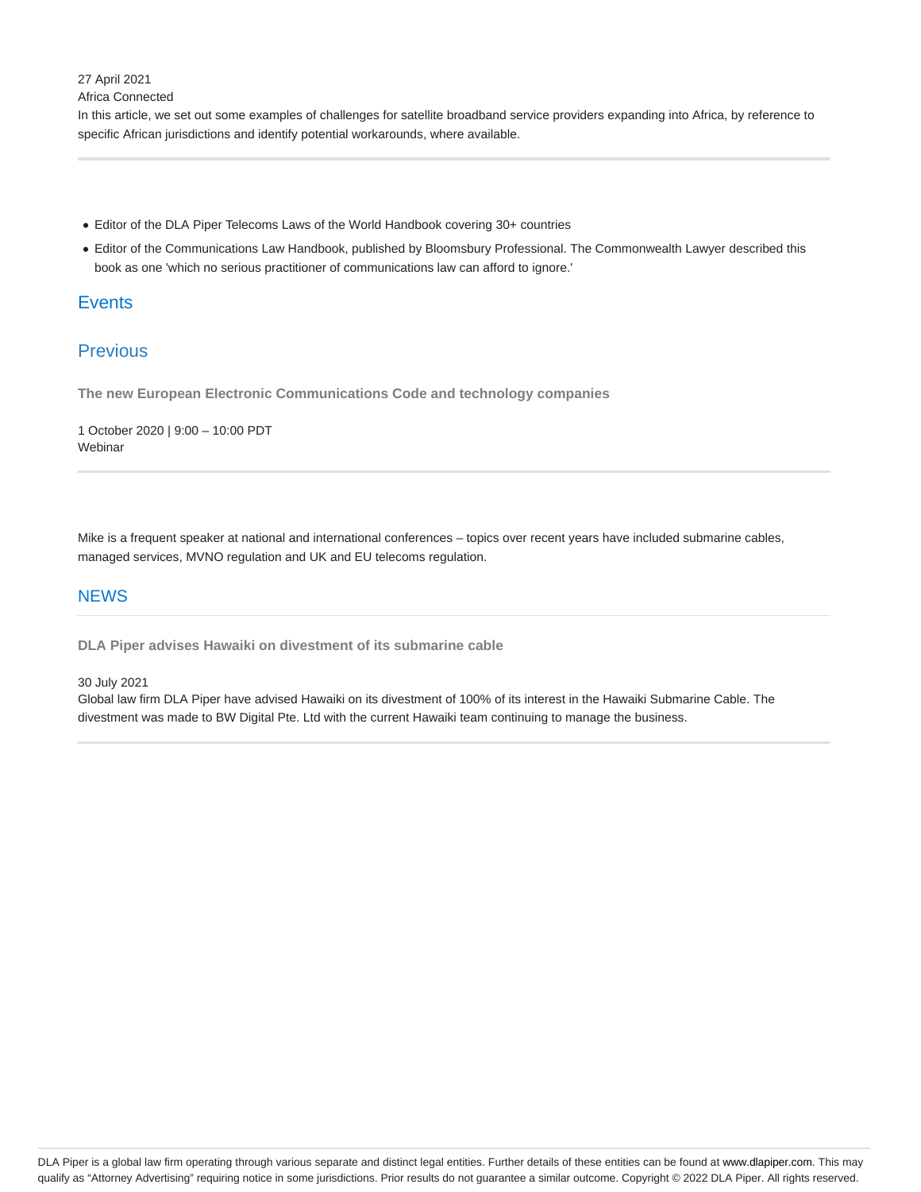27 April 2021
Africa Connected
In this article, we set out some examples of challenges for satellite broadband service providers expanding into Africa, by reference to specific African jurisdictions and identify potential workarounds, where available.

- Editor of the DLA Piper Telecoms Laws of the World Handbook covering 30+ countries
- Editor of the Communications Law Handbook, published by Bloomsbury Professional. The Commonwealth Lawyer described this book as one 'which no serious practitioner of communications law can afford to ignore.'

## Events

## Previous

**The new European Electronic Communications Code and technology companies**

1 October 2020 | 9:00 – 10:00 PDT
Webinar

Mike is a frequent speaker at national and international conferences – topics over recent years have included submarine cables, managed services, MVNO regulation and UK and EU telecoms regulation.

## NEWS

**DLA Piper advises Hawaiki on divestment of its submarine cable**

30 July 2021
Global law firm DLA Piper have advised Hawaiki on its divestment of 100% of its interest in the Hawaiki Submarine Cable. The divestment was made to BW Digital Pte. Ltd with the current Hawaiki team continuing to manage the business.